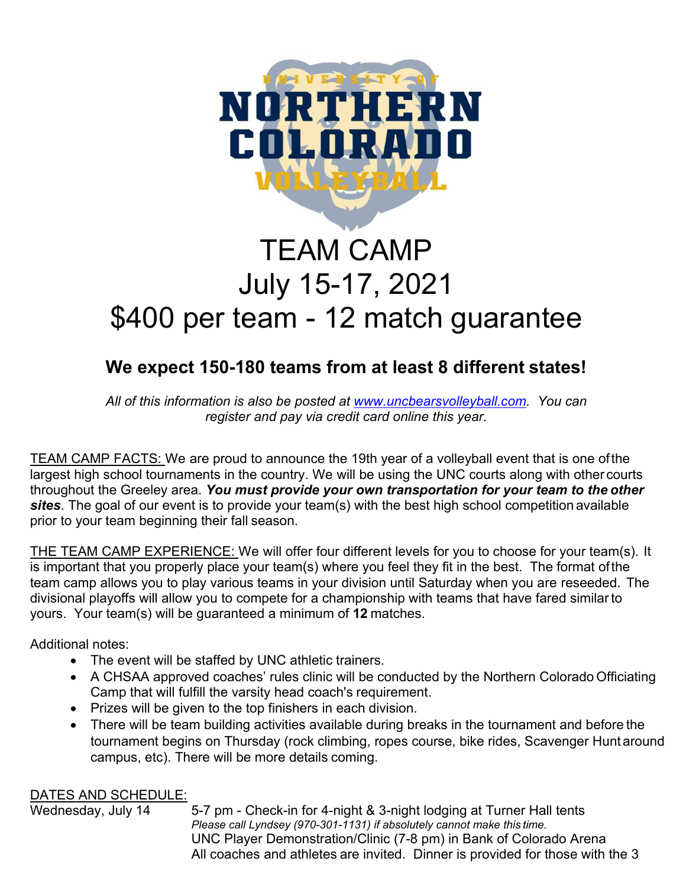# TEAM CAMP
# July 15-17, 2021
# $400 per team - 12 match guarantee

## We expect 150-180 teams from at least 8 different states!

*All of this information is also be posted at [www.uncbearsvolleyball.com](www.uncbearsvolleyball.com). You can register and pay via credit card online this year.*

<u>TEAM CAMP FACTS:</u> We are proud to announce the 19th year of a volleyball event that is one of the largest high school tournaments in the country. We will be using the UNC courts along with other courts throughout the Greeley area. ***You must provide your own transportation for your team to the other sites***. The goal of our event is to provide your team(s) with the best high school competition available prior to your team beginning their fall season.

<u>THE TEAM CAMP EXPERIENCE:</u> We will offer four different levels for you to choose for your team(s). It is important that you properly place your team(s) where you feel they fit in the best. The format of the team camp allows you to play various teams in your division until Saturday when you are reseeded. The divisional playoffs will allow you to compete for a championship with teams that have fared similar to yours. Your team(s) will be guaranteed a minimum of **12** matches.

Additional notes:

- The event will be staffed by UNC athletic trainers.
- A CHSAA approved coaches' rules clinic will be conducted by the Northern Colorado Officiating Camp that will fulfill the varsity head coach's requirement.
- Prizes will be given to the top finishers in each division.
- There will be team building activities available during breaks in the tournament and before the tournament begins on Thursday (rock climbing, ropes course, bike rides, Scavenger Hunt around campus, etc). There will be more details coming.

<u>DATES AND SCHEDULE:</u>

Wednesday, July 14 — 5-7 pm - Check-in for 4-night & 3-night lodging at Turner Hall tents
*Please call Lyndsey (970-301-1131) if absolutely cannot make this time.*
UNC Player Demonstration/Clinic (7-8 pm) in Bank of Colorado Arena
All coaches and athletes are invited. Dinner is provided for those with the 3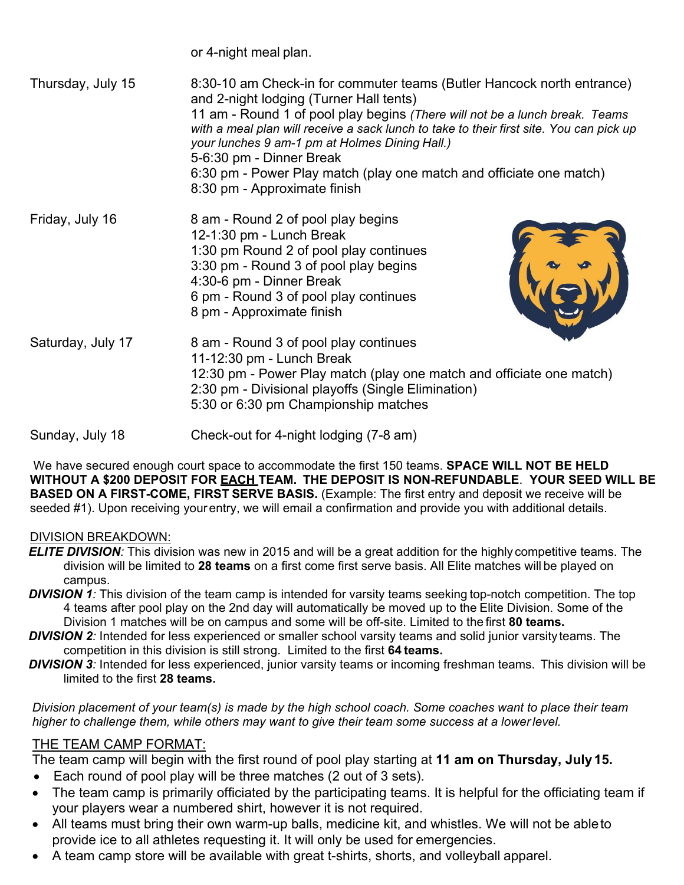or 4-night meal plan.

| | |
|---|---|
| Thursday, July 15 | 8:30-10 am Check-in for commuter teams (Butler Hancock north entrance) and 2-night lodging (Turner Hall tents)<br>11 am - Round 1 of pool play begins *(There will not be a lunch break. Teams with a meal plan will receive a sack lunch to take to their first site. You can pick up your lunches 9 am-1 pm at Holmes Dining Hall.)*<br>5-6:30 pm - Dinner Break<br>6:30 pm - Power Play match (play one match and officiate one match)<br>8:30 pm - Approximate finish |
| Friday, July 16 | 8 am - Round 2 of pool play begins<br>12-1:30 pm - Lunch Break<br>1:30 pm Round 2 of pool play continues<br>3:30 pm - Round 3 of pool play begins<br>4:30-6 pm - Dinner Break<br>6 pm - Round 3 of pool play continues<br>8 pm - Approximate finish |
| Saturday, July 17 | 8 am - Round 3 of pool play continues<br>11-12:30 pm - Lunch Break<br>12:30 pm - Power Play match (play one match and officiate one match)<br>2:30 pm - Divisional playoffs (Single Elimination)<br>5:30 or 6:30 pm Championship matches |
| Sunday, July 18 | Check-out for 4-night lodging (7-8 am) |

We have secured enough court space to accommodate the first 150 teams. **SPACE WILL NOT BE HELD WITHOUT A $200 DEPOSIT FOR EACH TEAM. THE DEPOSIT IS NON-REFUNDABLE**. **YOUR SEED WILL BE BASED ON A FIRST-COME, FIRST SERVE BASIS.** (Example: The first entry and deposit we receive will be seeded #1). Upon receiving your entry, we will email a confirmation and provide you with additional details.

DIVISION BREAKDOWN:

***ELITE DIVISION****:* This division was new in 2015 and will be a great addition for the highly competitive teams. The division will be limited to **28 teams** on a first come first serve basis. All Elite matches will be played on campus.

***DIVISION 1****:* This division of the team camp is intended for varsity teams seeking top-notch competition. The top 4 teams after pool play on the 2nd day will automatically be moved up to the Elite Division. Some of the Division 1 matches will be on campus and some will be off-site. Limited to the first **80 teams.**

***DIVISION 2****:* Intended for less experienced or smaller school varsity teams and solid junior varsity teams. The competition in this division is still strong. Limited to the first **64 teams.**

***DIVISION 3****:* Intended for less experienced, junior varsity teams or incoming freshman teams. This division will be limited to the first **28 teams.**

*Division placement of your team(s) is made by the high school coach. Some coaches want to place their team higher to challenge them, while others may want to give their team some success at a lower level.*

THE TEAM CAMP FORMAT:

The team camp will begin with the first round of pool play starting at **11 am on Thursday, July 15.**

- Each round of pool play will be three matches (2 out of 3 sets).
- The team camp is primarily officiated by the participating teams. It is helpful for the officiating team if your players wear a numbered shirt, however it is not required.
- All teams must bring their own warm-up balls, medicine kit, and whistles. We will not be able to provide ice to all athletes requesting it. It will only be used for emergencies.
- A team camp store will be available with great t-shirts, shorts, and volleyball apparel.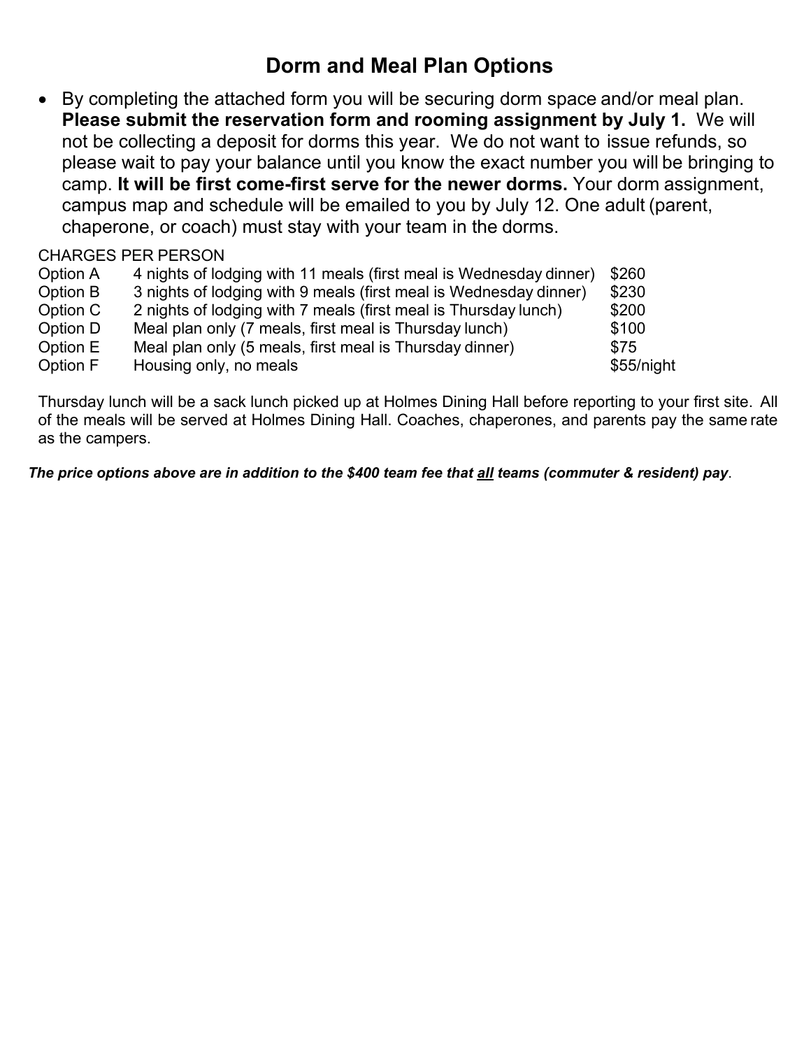## Dorm and Meal Plan Options

- By completing the attached form you will be securing dorm space and/or meal plan. **Please submit the reservation form and rooming assignment by July 1.** We will not be collecting a deposit for dorms this year. We do not want to issue refunds, so please wait to pay your balance until you know the exact number you will be bringing to camp. **It will be first come-first serve for the newer dorms.** Your dorm assignment, campus map and schedule will be emailed to you by July 12. One adult (parent, chaperone, or coach) must stay with your team in the dorms.

CHARGES PER PERSON

| Option | Description | Charge |
| --- | --- | --- |
| Option A | 4 nights of lodging with 11 meals (first meal is Wednesday dinner) | $260 |
| Option B | 3 nights of lodging with 9 meals (first meal is Wednesday dinner) | $230 |
| Option C | 2 nights of lodging with 7 meals (first meal is Thursday lunch) | $200 |
| Option D | Meal plan only (7 meals, first meal is Thursday lunch) | $100 |
| Option E | Meal plan only (5 meals, first meal is Thursday dinner) | $75 |
| Option F | Housing only, no meals | $55/night |

Thursday lunch will be a sack lunch picked up at Holmes Dining Hall before reporting to your first site. All of the meals will be served at Holmes Dining Hall. Coaches, chaperones, and parents pay the same rate as the campers.

***The price options above are in addition to the $400 team fee that <u>all</u> teams (commuter & resident) pay.***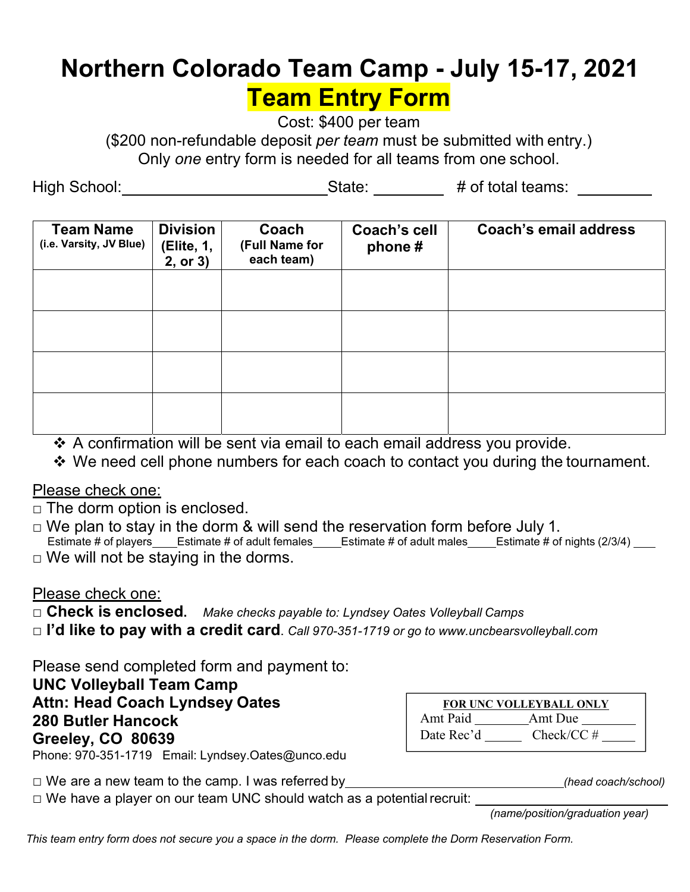# Northern Colorado Team Camp - July 15-17, 2021

## Team Entry Form

Cost: $400 per team

($200 non-refundable deposit *per team* must be submitted with entry.)

Only *one* entry form is needed for all teams from one school.

High School: ______________________ State: ________ # of total teams: ________

| Team Name (i.e. Varsity, JV Blue) | Division (Elite, 1, 2, or 3) | Coach (Full Name for each team) | Coach's cell phone # | Coach's email address |
|---|---|---|---|---|
| | | | | |
| | | | | |
| | | | | |
| | | | | |

- ❖ A confirmation will be sent via email to each email address you provide.
- ❖ We need cell phone numbers for each coach to contact you during the tournament.

Please check one:

□ The dorm option is enclosed.

□ We plan to stay in the dorm & will send the reservation form before July 1.
Estimate # of players____ Estimate # of adult females____ Estimate # of adult males____ Estimate # of nights (2/3/4) ____

□ We will not be staying in the dorms.

Please check one:

□ **Check is enclosed.** *Make checks payable to: Lyndsey Oates Volleyball Camps*

□ **I'd like to pay with a credit card**. *Call 970-351-1719 or go to www.uncbearsvolleyball.com*

Please send completed form and payment to:

**UNC Volleyball Team Camp**
**Attn: Head Coach Lyndsey Oates**
**280 Butler Hancock**
**Greeley, CO 80639**
Phone: 970-351-1719 Email: Lyndsey.Oates@unco.edu

**FOR UNC VOLLEYBALL ONLY**
Amt Paid ________ Amt Due ________
Date Rec'd ______ Check/CC # _____

□ We are a new team to the camp. I was referred by ______________________________ *(head coach/school)*

□ We have a player on our team UNC should watch as a potential recruit: ______________________ *(name/position/graduation year)*

*This team entry form does not secure you a space in the dorm. Please complete the Dorm Reservation Form.*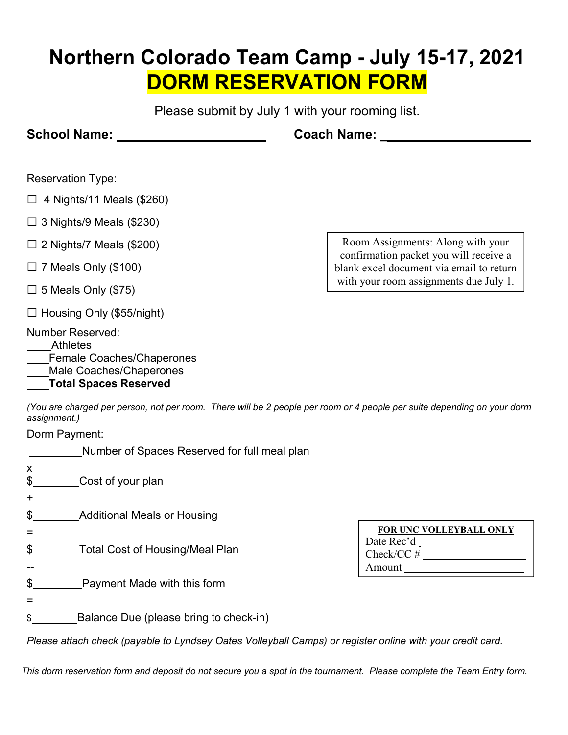# Northern Colorado Team Camp - July 15-17, 2021

## DORM RESERVATION FORM

Please submit by July 1 with your rooming list.

**School Name:** ____________________ **Coach Name:** ____________________

Reservation Type:

☐ 4 Nights/11 Meals ($260)

☐ 3 Nights/9 Meals ($230)

☐ 2 Nights/7 Meals ($200)

☐ 7 Meals Only ($100)

☐ 5 Meals Only ($75)

☐ Housing Only ($55/night)

Room Assignments: Along with your confirmation packet you will receive a blank excel document via email to return with your room assignments due July 1.

Number Reserved:

____Athletes
____Female Coaches/Chaperones
____Male Coaches/Chaperones
**____Total Spaces Reserved**

*(You are charged per person, not per room. There will be 2 people per room or 4 people per suite depending on your dorm assignment.)*

Dorm Payment:

_________Number of Spaces Reserved for full meal plan

x

$________Cost of your plan

+

$________Additional Meals or Housing

=

$________Total Cost of Housing/Meal Plan

--

$________Payment Made with this form

=

$________Balance Due (please bring to check-in)

**FOR UNC VOLLEYBALL ONLY**
Date Rec'd ____
Check/CC # __________________
Amount __________________

*Please attach check (payable to Lyndsey Oates Volleyball Camps) or register online with your credit card.*

*This dorm reservation form and deposit do not secure you a spot in the tournament. Please complete the Team Entry form.*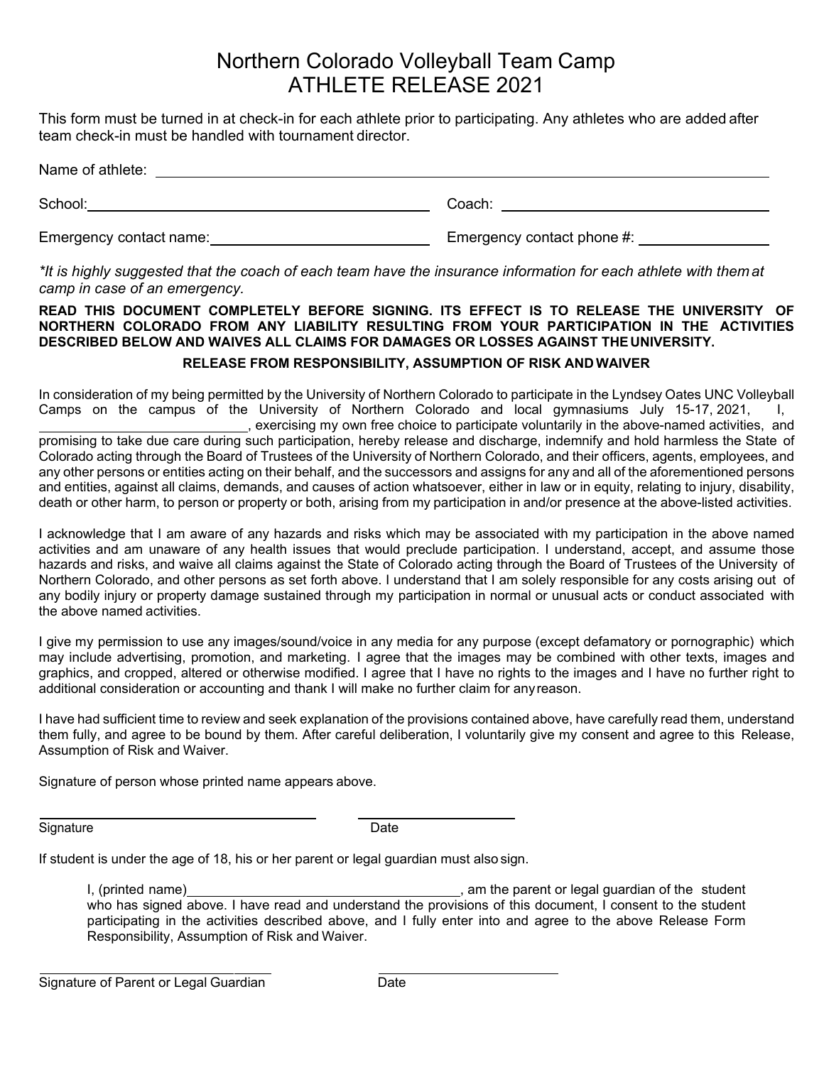# Northern Colorado Volleyball Team Camp
# ATHLETE RELEASE 2021

This form must be turned in at check-in for each athlete prior to participating. Any athletes who are added after team check-in must be handled with tournament director.

Name of athlete: ______________________________________________________________

School: ______________________________ Coach: ______________________________

Emergency contact name: ______________________ Emergency contact phone #: ______________

*\*It is highly suggested that the coach of each team have the insurance information for each athlete with them at camp in case of an emergency.*

**READ THIS DOCUMENT COMPLETELY BEFORE SIGNING. ITS EFFECT IS TO RELEASE THE UNIVERSITY OF NORTHERN COLORADO FROM ANY LIABILITY RESULTING FROM YOUR PARTICIPATION IN THE ACTIVITIES DESCRIBED BELOW AND WAIVES ALL CLAIMS FOR DAMAGES OR LOSSES AGAINST THE UNIVERSITY.**

**RELEASE FROM RESPONSIBILITY, ASSUMPTION OF RISK AND WAIVER**

In consideration of my being permitted by the University of Northern Colorado to participate in the Lyndsey Oates UNC Volleyball Camps on the campus of the University of Northern Colorado and local gymnasiums July 15-17, 2021, I, ____________________________, exercising my own free choice to participate voluntarily in the above-named activities, and promising to take due care during such participation, hereby release and discharge, indemnify and hold harmless the State of Colorado acting through the Board of Trustees of the University of Northern Colorado, and their officers, agents, employees, and any other persons or entities acting on their behalf, and the successors and assigns for any and all of the aforementioned persons and entities, against all claims, demands, and causes of action whatsoever, either in law or in equity, relating to injury, disability, death or other harm, to person or property or both, arising from my participation in and/or presence at the above-listed activities.

I acknowledge that I am aware of any hazards and risks which may be associated with my participation in the above named activities and am unaware of any health issues that would preclude participation. I understand, accept, and assume those hazards and risks, and waive all claims against the State of Colorado acting through the Board of Trustees of the University of Northern Colorado, and other persons as set forth above. I understand that I am solely responsible for any costs arising out of any bodily injury or property damage sustained through my participation in normal or unusual acts or conduct associated with the above named activities.

I give my permission to use any images/sound/voice in any media for any purpose (except defamatory or pornographic) which may include advertising, promotion, and marketing. I agree that the images may be combined with other texts, images and graphics, and cropped, altered or otherwise modified. I agree that I have no rights to the images and I have no further right to additional consideration or accounting and thank I will make no further claim for any reason.

I have had sufficient time to review and seek explanation of the provisions contained above, have carefully read them, understand them fully, and agree to be bound by them. After careful deliberation, I voluntarily give my consent and agree to this Release, Assumption of Risk and Waiver.

Signature of person whose printed name appears above.

______________________________ ______________________

Signature Date

If student is under the age of 18, his or her parent or legal guardian must also sign.

I, (printed name)______________________________, am the parent or legal guardian of the student who has signed above. I have read and understand the provisions of this document, I consent to the student participating in the activities described above, and I fully enter into and agree to the above Release Form Responsibility, Assumption of Risk and Waiver.

______________________________ ______________________

Signature of Parent or Legal Guardian Date